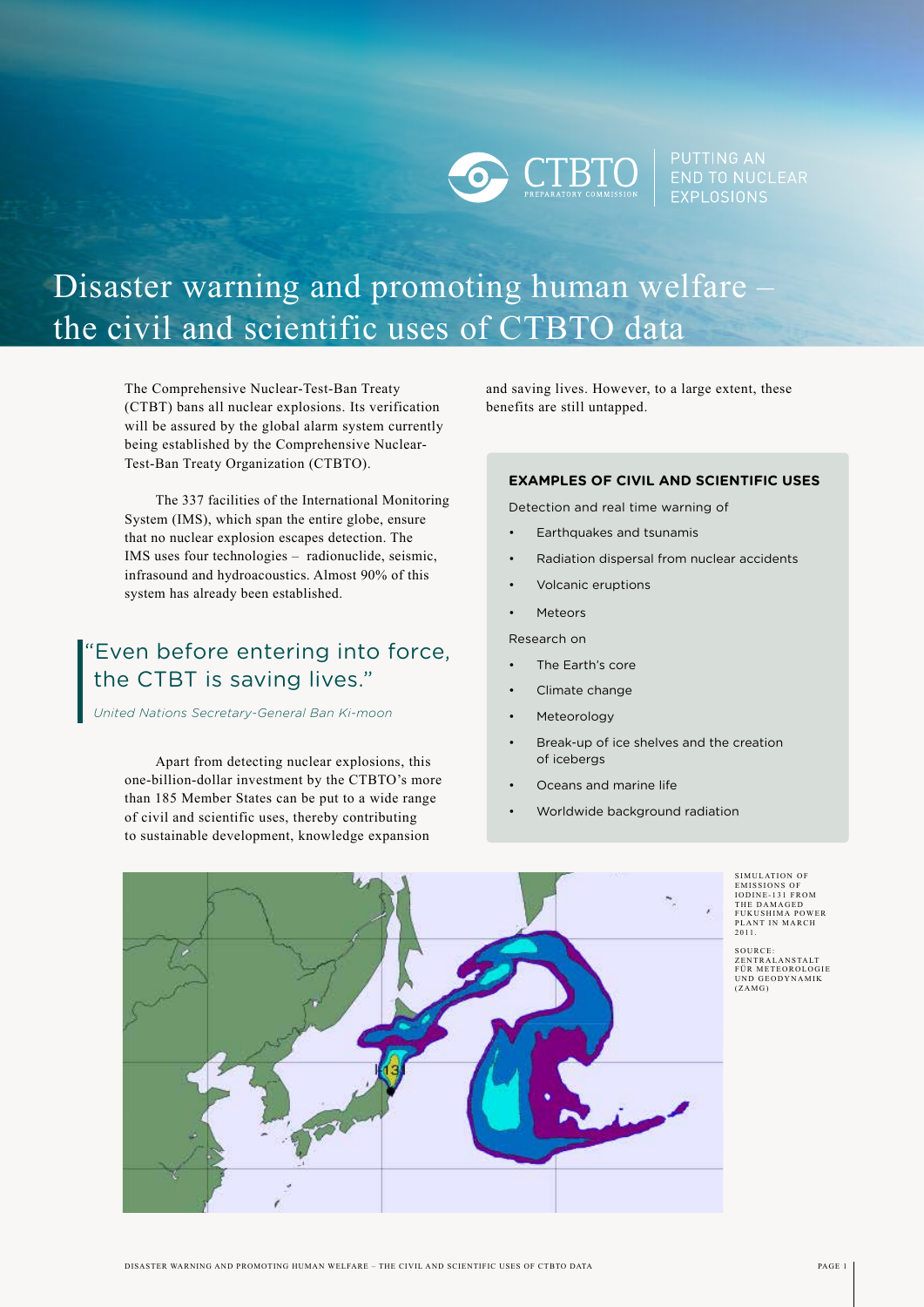# Disaster warning and promoting human welfare – the civil and scientific uses of CTBTO data

The Comprehensive Nuclear-Test-Ban Treaty (CTBT) bans all nuclear explosions. Its verification will be assured by the global alarm system currently being established by the Comprehensive Nuclear-Test-Ban Treaty Organization (CTBTO).

The 337 facilities of the International Monitoring System (IMS), which span the entire globe, ensure that no nuclear explosion escapes detection. The IMS uses four technologies – radionuclide, seismic, infrasound and hydroacoustics. Almost 90% of this system has already been established.

> "Even before entering into force, the CTBT is saving lives."
>
> *United Nations Secretary-General Ban Ki-moon*

Apart from detecting nuclear explosions, this one-billion-dollar investment by the CTBTO's more than 185 Member States can be put to a wide range of civil and scientific uses, thereby contributing to sustainable development, knowledge expansion and saving lives. However, to a large extent, these benefits are still untapped.

**EXAMPLES OF CIVIL AND SCIENTIFIC USES**

Detection and real time warning of

- Earthquakes and tsunamis
- Radiation dispersal from nuclear accidents
- Volcanic eruptions
- Meteors

Research on

- The Earth's core
- Climate change
- Meteorology
- Break-up of ice shelves and the creation of icebergs
- Oceans and marine life
- Worldwide background radiation

SIMULATION OF EMISSIONS OF IODINE-131 FROM THE DAMAGED FUKUSHIMA POWER PLANT IN MARCH 2011.

SOURCE: ZENTRALANSTALT FÜR METEOROLOGIE UND GEODYNAMIK (ZAMG)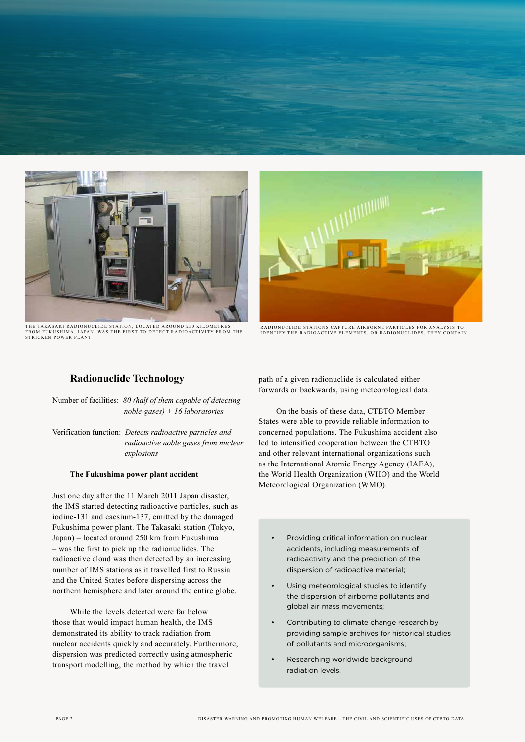THE TAKASAKI RADIONUCLIDE STATION, LOCATED AROUND 250 KILOMETRES FROM FUKUSHIMA, JAPAN, WAS THE FIRST TO DETECT RADIOACTIVITY FROM THE STRICKEN POWER PLANT.

RADIONUCLIDE STATIONS CAPTURE AIRBORNE PARTICLES FOR ANALYSIS TO IDENTIFY THE RADIOACTIVE ELEMENTS, OR RADIONUCLIDES, THEY CONTAIN.

## Radionuclide Technology

Number of facilities: *80 (half of them capable of detecting noble-gases) + 16 laboratories*

Verification function: *Detects radioactive particles and radioactive noble gases from nuclear explosions*

### The Fukushima power plant accident

Just one day after the 11 March 2011 Japan disaster, the IMS started detecting radioactive particles, such as iodine-131 and caesium-137, emitted by the damaged Fukushima power plant. The Takasaki station (Tokyo, Japan) – located around 250 km from Fukushima – was the first to pick up the radionuclides. The radioactive cloud was then detected by an increasing number of IMS stations as it travelled first to Russia and the United States before dispersing across the northern hemisphere and later around the entire globe.

While the levels detected were far below those that would impact human health, the IMS demonstrated its ability to track radiation from nuclear accidents quickly and accurately. Furthermore, dispersion was predicted correctly using atmospheric transport modelling, the method by which the travel path of a given radionuclide is calculated either forwards or backwards, using meteorological data.

On the basis of these data, CTBTO Member States were able to provide reliable information to concerned populations. The Fukushima accident also led to intensified cooperation between the CTBTO and other relevant international organizations such as the International Atomic Energy Agency (IAEA), the World Health Organization (WHO) and the World Meteorological Organization (WMO).

- Providing critical information on nuclear accidents, including measurements of radioactivity and the prediction of the dispersion of radioactive material;
- Using meteorological studies to identify the dispersion of airborne pollutants and global air mass movements;
- Contributing to climate change research by providing sample archives for historical studies of pollutants and microorganisms;
- Researching worldwide background radiation levels.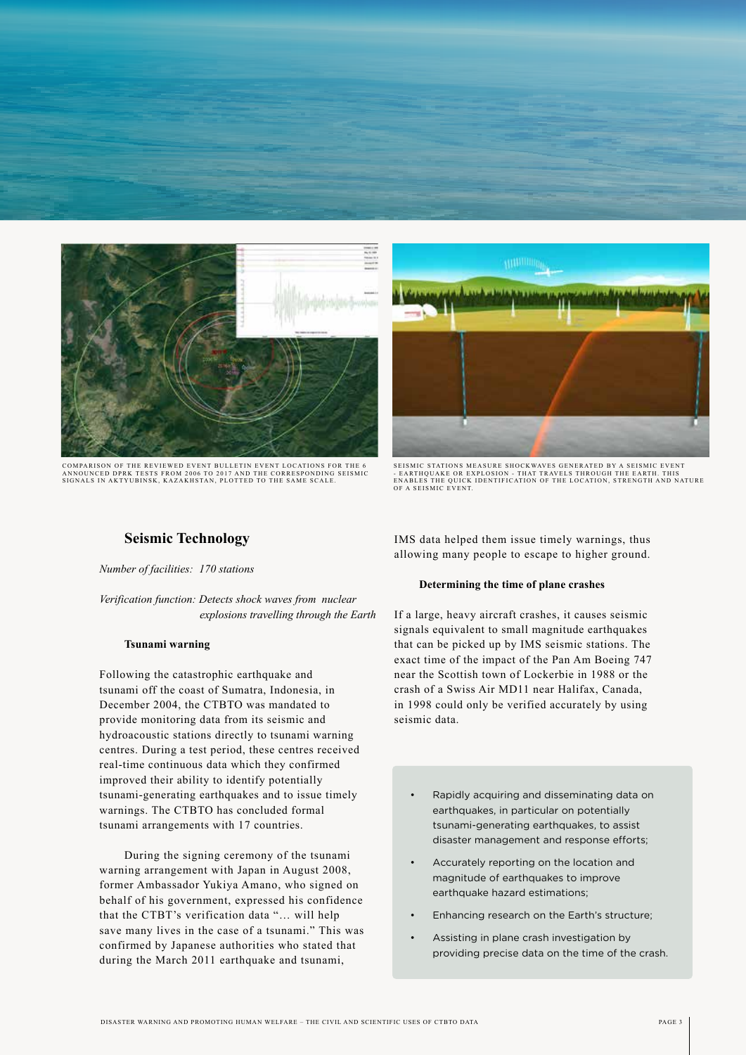COMPARISON OF THE REVIEWED EVENT BULLETIN EVENT LOCATIONS FOR THE 6 ANNOUNCED DPRK TESTS FROM 2006 TO 2017 AND THE CORRESPONDING SEISMIC SIGNALS IN AKTYUBINSK, KAZAKHSTAN, PLOTTED TO THE SAME SCALE.

SEISMIC STATIONS MEASURE SHOCKWAVES GENERATED BY A SEISMIC EVENT - EARTHQUAKE OR EXPLOSION - THAT TRAVELS THROUGH THE EARTH. THIS ENABLES THE QUICK IDENTIFICATION OF THE LOCATION, STRENGTH AND NATURE OF A SEISMIC EVENT.

## Seismic Technology

*Number of facilities: 170 stations*

*Verification function: Detects shock waves from nuclear explosions travelling through the Earth*

### Tsunami warning

Following the catastrophic earthquake and tsunami off the coast of Sumatra, Indonesia, in December 2004, the CTBTO was mandated to provide monitoring data from its seismic and hydroacoustic stations directly to tsunami warning centres. During a test period, these centres received real-time continuous data which they confirmed improved their ability to identify potentially tsunami-generating earthquakes and to issue timely warnings. The CTBTO has concluded formal tsunami arrangements with 17 countries.

During the signing ceremony of the tsunami warning arrangement with Japan in August 2008, former Ambassador Yukiya Amano, who signed on behalf of his government, expressed his confidence that the CTBT's verification data "… will help save many lives in the case of a tsunami." This was confirmed by Japanese authorities who stated that during the March 2011 earthquake and tsunami, IMS data helped them issue timely warnings, thus allowing many people to escape to higher ground.

### Determining the time of plane crashes

If a large, heavy aircraft crashes, it causes seismic signals equivalent to small magnitude earthquakes that can be picked up by IMS seismic stations. The exact time of the impact of the Pan Am Boeing 747 near the Scottish town of Lockerbie in 1988 or the crash of a Swiss Air MD11 near Halifax, Canada, in 1998 could only be verified accurately by using seismic data.

- Rapidly acquiring and disseminating data on earthquakes, in particular on potentially tsunami-generating earthquakes, to assist disaster management and response efforts;
- Accurately reporting on the location and magnitude of earthquakes to improve earthquake hazard estimations;
- Enhancing research on the Earth's structure;
- Assisting in plane crash investigation by providing precise data on the time of the crash.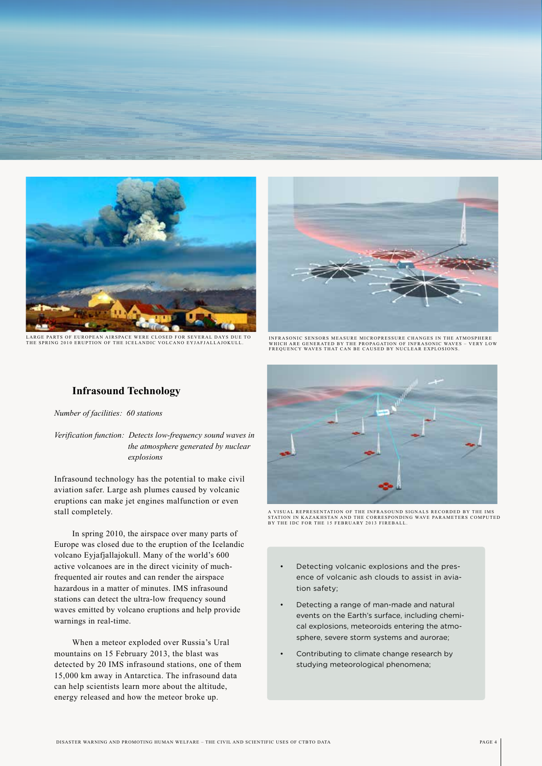LARGE PARTS OF EUROPEAN AIRSPACE WERE CLOSED FOR SEVERAL DAYS DUE TO THE SPRING 2010 ERUPTION OF THE ICELANDIC VOLCANO EYJAFJALLAJOKULL.

INFRASONIC SENSORS MEASURE MICROPRESSURE CHANGES IN THE ATMOSPHERE WHICH ARE GENERATED BY THE PROPAGATION OF INFRASONIC WAVES – VERY LOW FREQUENCY WAVES THAT CAN BE CAUSED BY NUCLEAR EXPLOSIONS.

## Infrasound Technology

*Number of facilities: 60 stations*

*Verification function: Detects low-frequency sound waves in the atmosphere generated by nuclear explosions*

Infrasound technology has the potential to make civil aviation safer. Large ash plumes caused by volcanic eruptions can make jet engines malfunction or even stall completely.

In spring 2010, the airspace over many parts of Europe was closed due to the eruption of the Icelandic volcano Eyjafjallajokull. Many of the world's 600 active volcanoes are in the direct vicinity of much-frequented air routes and can render the airspace hazardous in a matter of minutes. IMS infrasound stations can detect the ultra-low frequency sound waves emitted by volcano eruptions and help provide warnings in real-time.

When a meteor exploded over Russia's Ural mountains on 15 February 2013, the blast was detected by 20 IMS infrasound stations, one of them 15,000 km away in Antarctica. The infrasound data can help scientists learn more about the altitude, energy released and how the meteor broke up.

A VISUAL REPRESENTATION OF THE INFRASOUND SIGNALS RECORDED BY THE IMS STATION IN KAZAKHSTAN AND THE CORRESPONDING WAVE PARAMETERS COMPUTED BY THE IDC FOR THE 15 FEBRUARY 2013 FIREBALL.

- Detecting volcanic explosions and the presence of volcanic ash clouds to assist in aviation safety;
- Detecting a range of man-made and natural events on the Earth's surface, including chemical explosions, meteoroids entering the atmosphere, severe storm systems and aurorae;
- Contributing to climate change research by studying meteorological phenomena;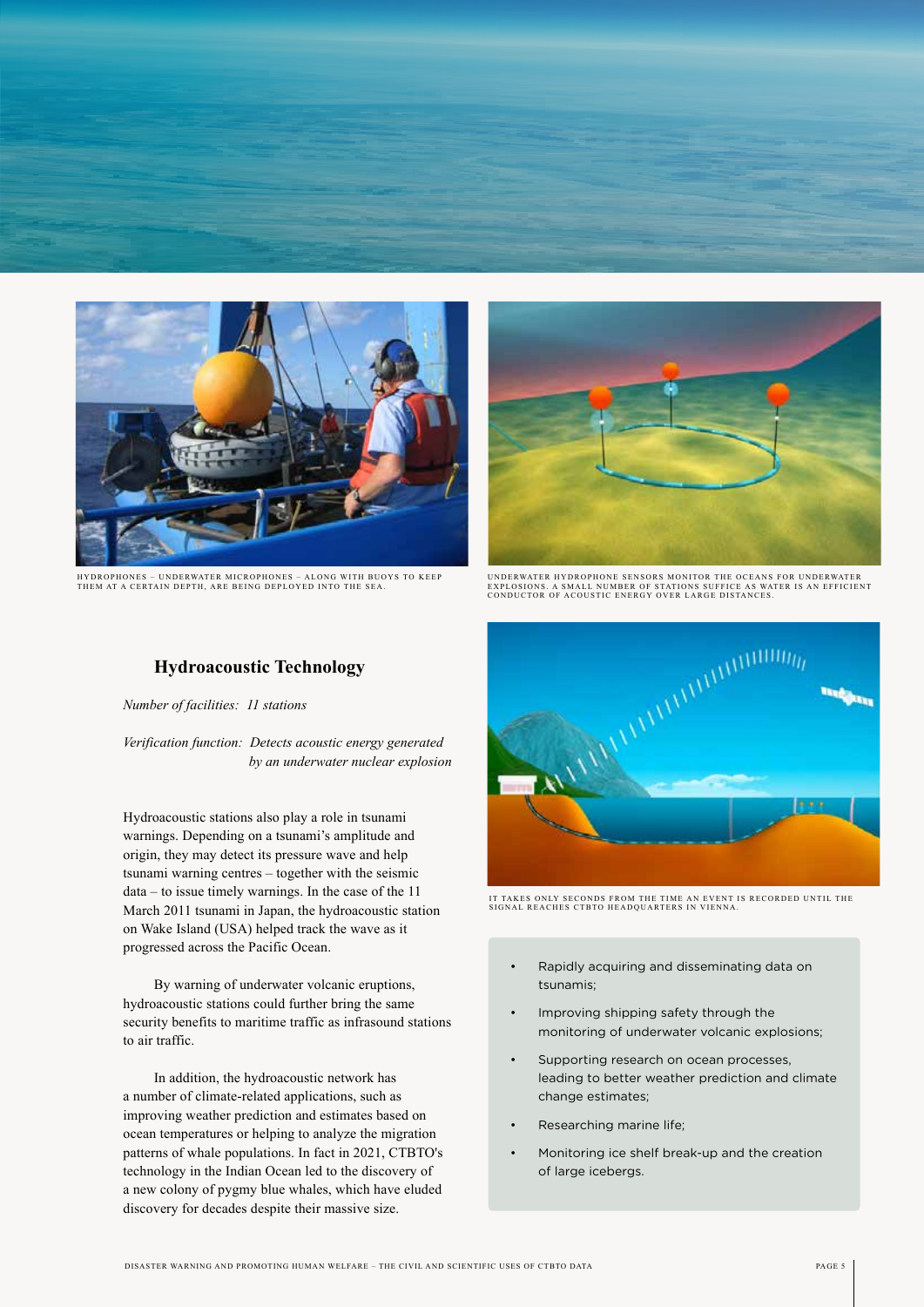HYDROPHONES – UNDERWATER MICROPHONES – ALONG WITH BUOYS TO KEEP THEM AT A CERTAIN DEPTH, ARE BEING DEPLOYED INTO THE SEA.

UNDERWATER HYDROPHONE SENSORS MONITOR THE OCEANS FOR UNDERWATER EXPLOSIONS. A SMALL NUMBER OF STATIONS SUFFICE AS WATER IS AN EFFICIENT CONDUCTOR OF ACOUSTIC ENERGY OVER LARGE DISTANCES.

## Hydroacoustic Technology

*Number of facilities: 11 stations*

*Verification function: Detects acoustic energy generated by an underwater nuclear explosion*

Hydroacoustic stations also play a role in tsunami warnings. Depending on a tsunami's amplitude and origin, they may detect its pressure wave and help tsunami warning centres – together with the seismic data – to issue timely warnings. In the case of the 11 March 2011 tsunami in Japan, the hydroacoustic station on Wake Island (USA) helped track the wave as it progressed across the Pacific Ocean.

By warning of underwater volcanic eruptions, hydroacoustic stations could further bring the same security benefits to maritime traffic as infrasound stations to air traffic.

In addition, the hydroacoustic network has a number of climate-related applications, such as improving weather prediction and estimates based on ocean temperatures or helping to analyze the migration patterns of whale populations. In fact in 2021, CTBTO's technology in the Indian Ocean led to the discovery of a new colony of pygmy blue whales, which have eluded discovery for decades despite their massive size.

IT TAKES ONLY SECONDS FROM THE TIME AN EVENT IS RECORDED UNTIL THE SIGNAL REACHES CTBTO HEADQUARTERS IN VIENNA.

- Rapidly acquiring and disseminating data on tsunamis;
- Improving shipping safety through the monitoring of underwater volcanic explosions;
- Supporting research on ocean processes, leading to better weather prediction and climate change estimates;
- Researching marine life;
- Monitoring ice shelf break-up and the creation of large icebergs.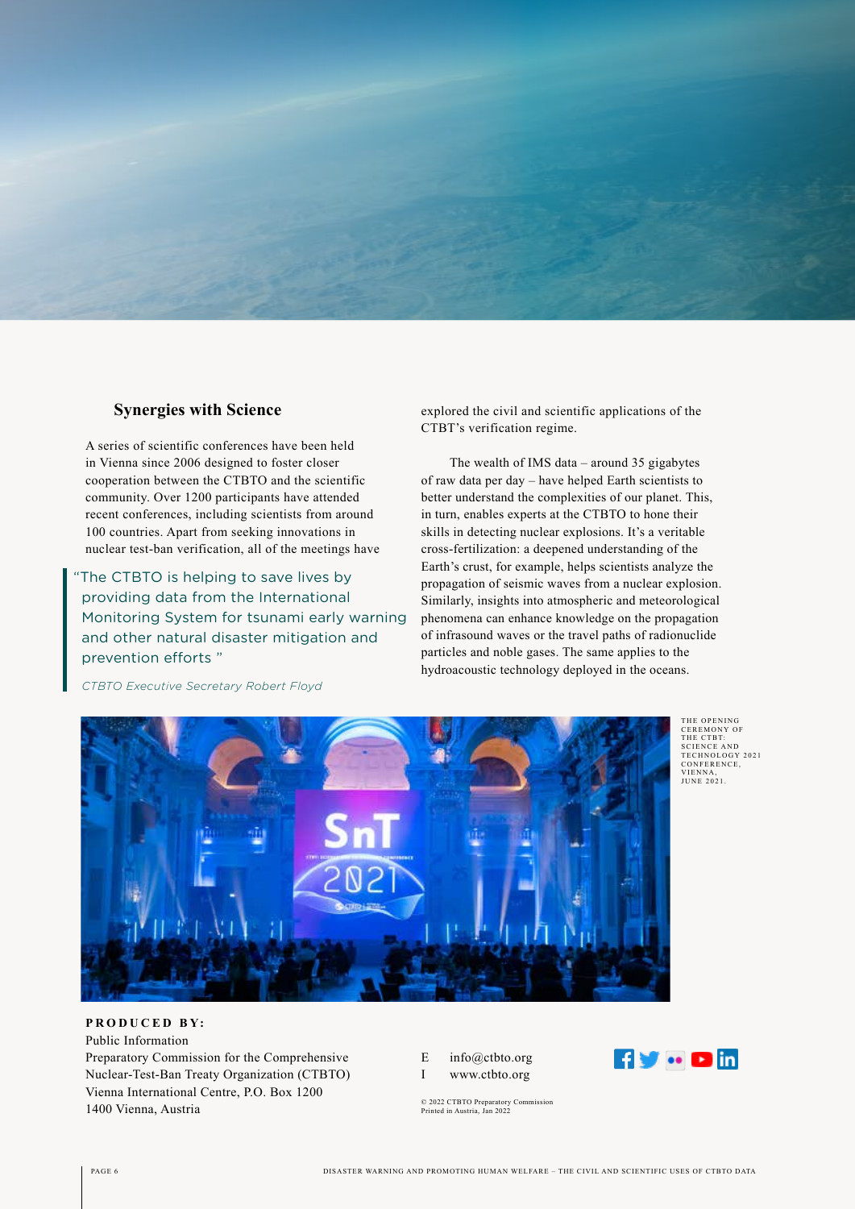## Synergies with Science

A series of scientific conferences have been held in Vienna since 2006 designed to foster closer cooperation between the CTBTO and the scientific community. Over 1200 participants have attended recent conferences, including scientists from around 100 countries. Apart from seeking innovations in nuclear test-ban verification, all of the meetings have explored the civil and scientific applications of the CTBT's verification regime.

> "The CTBTO is helping to save lives by providing data from the International Monitoring System for tsunami early warning and other natural disaster mitigation and prevention efforts "
>
> *CTBTO Executive Secretary Robert Floyd*

The wealth of IMS data – around 35 gigabytes of raw data per day – have helped Earth scientists to better understand the complexities of our planet. This, in turn, enables experts at the CTBTO to hone their skills in detecting nuclear explosions. It's a veritable cross-fertilization: a deepened understanding of the Earth's crust, for example, helps scientists analyze the propagation of seismic waves from a nuclear explosion. Similarly, insights into atmospheric and meteorological phenomena can enhance knowledge on the propagation of infrasound waves or the travel paths of radionuclide particles and noble gases. The same applies to the hydroacoustic technology deployed in the oceans.

THE OPENING CEREMONY OF THE CTBT: SCIENCE AND TECHNOLOGY 2021 CONFERENCE, VIENNA, JUNE 2021.

**PRODUCED BY:**

Public Information
Preparatory Commission for the Comprehensive Nuclear-Test-Ban Treaty Organization (CTBTO)
Vienna International Centre, P.O. Box 1200
1400 Vienna, Austria

E info@ctbto.org
I www.ctbto.org

© 2022 CTBTO Preparatory Commission
Printed in Austria, Jan 2022